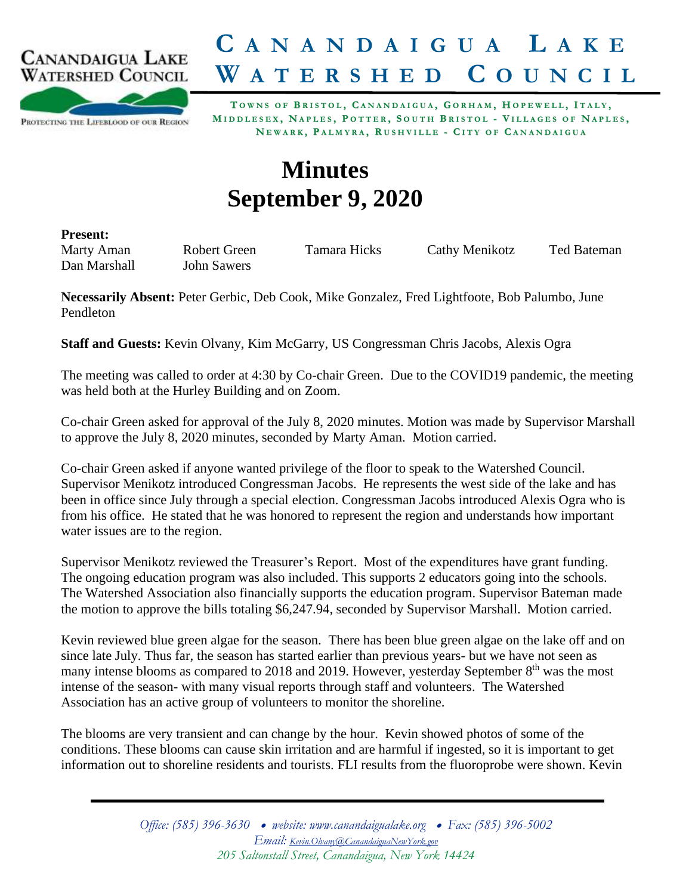# CANANDAIGUA LAKE WATERSHED COUNCIL

**TOWNS OF BRISTOL, CANANDAIGUA, GORHAM, HOPEWELL, ITALY, MIDDLESEX, NAPLES, POTTER, SOUTH BRISTOL - VILLAGES OF NAPLES, NEWARK, PALMYRA, RUSHVILLE - CITY OF CANANDAIGUA**

# Minutes
# September 9, 2020

**Present:**

| | | | | |
|---|---|---|---|---|
| Marty Aman | Robert Green | Tamara Hicks | Cathy Menikotz | Ted Bateman |
| Dan Marshall | John Sawers | | | |

**Necessarily Absent:** Peter Gerbic, Deb Cook, Mike Gonzalez, Fred Lightfoote, Bob Palumbo, June Pendleton

**Staff and Guests:** Kevin Olvany, Kim McGarry, US Congressman Chris Jacobs, Alexis Ogra

The meeting was called to order at 4:30 by Co-chair Green. Due to the COVID19 pandemic, the meeting was held both at the Hurley Building and on Zoom.

Co-chair Green asked for approval of the July 8, 2020 minutes. Motion was made by Supervisor Marshall to approve the July 8, 2020 minutes, seconded by Marty Aman. Motion carried.

Co-chair Green asked if anyone wanted privilege of the floor to speak to the Watershed Council. Supervisor Menikotz introduced Congressman Jacobs. He represents the west side of the lake and has been in office since July through a special election. Congressman Jacobs introduced Alexis Ogra who is from his office. He stated that he was honored to represent the region and understands how important water issues are to the region.

Supervisor Menikotz reviewed the Treasurer's Report. Most of the expenditures have grant funding. The ongoing education program was also included. This supports 2 educators going into the schools. The Watershed Association also financially supports the education program. Supervisor Bateman made the motion to approve the bills totaling $6,247.94, seconded by Supervisor Marshall. Motion carried.

Kevin reviewed blue green algae for the season. There has been blue green algae on the lake off and on since late July. Thus far, the season has started earlier than previous years- but we have not seen as many intense blooms as compared to 2018 and 2019. However, yesterday September 8th was the most intense of the season- with many visual reports through staff and volunteers. The Watershed Association has an active group of volunteers to monitor the shoreline.

The blooms are very transient and can change by the hour. Kevin showed photos of some of the conditions. These blooms can cause skin irritation and are harmful if ingested, so it is important to get information out to shoreline residents and tourists. FLI results from the fluoroprobe were shown. Kevin

*Office: (585) 396-3630 • website: www.canandaigualake.org • Fax: (585) 396-5002*
*Email: Kevin.Olvany@CanandaiguaNewYork.gov*
*205 Saltonstall Street, Canandaigua, New York 14424*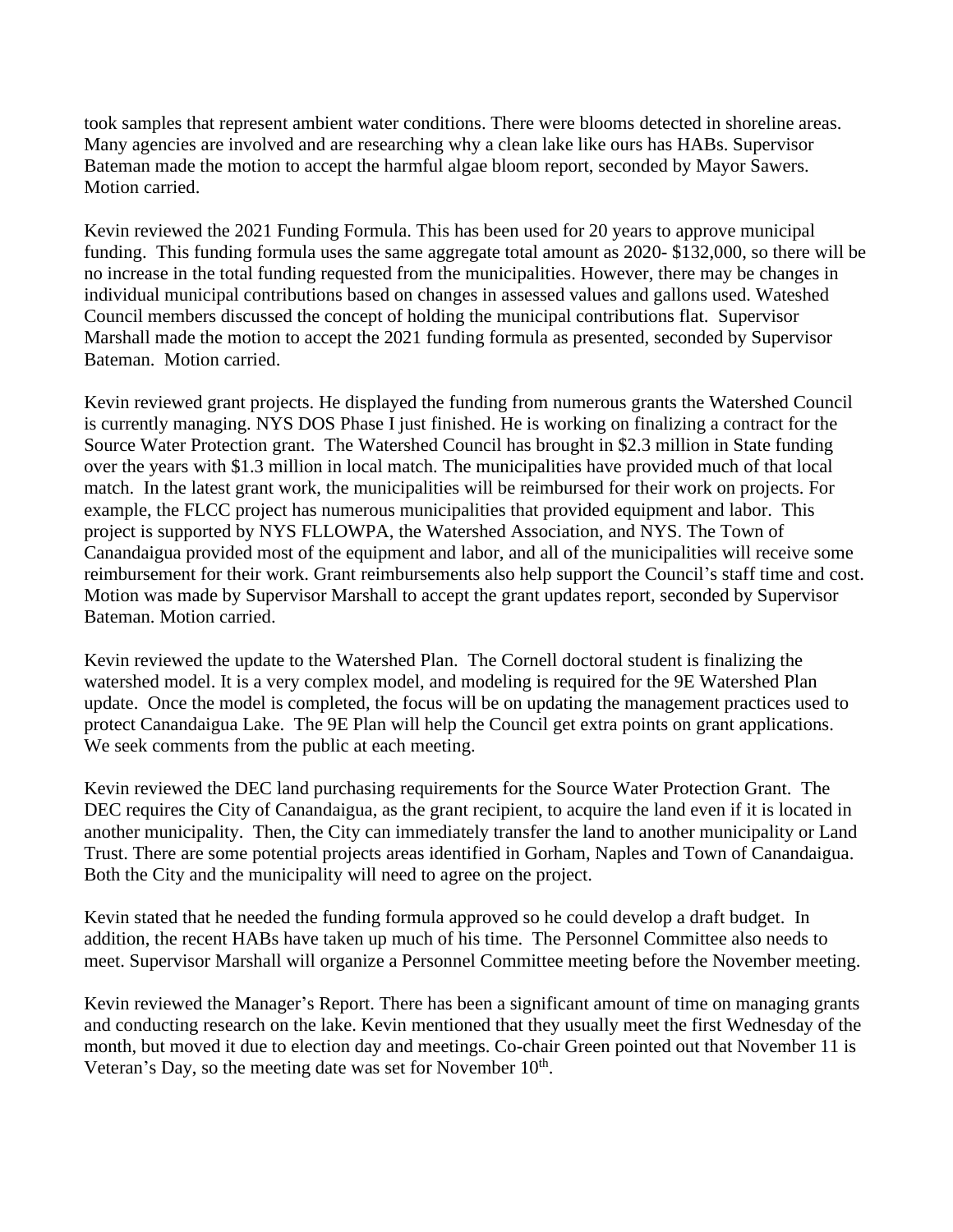took samples that represent ambient water conditions. There were blooms detected in shoreline areas. Many agencies are involved and are researching why a clean lake like ours has HABs. Supervisor Bateman made the motion to accept the harmful algae bloom report, seconded by Mayor Sawers. Motion carried.

Kevin reviewed the 2021 Funding Formula. This has been used for 20 years to approve municipal funding. This funding formula uses the same aggregate total amount as 2020- $132,000, so there will be no increase in the total funding requested from the municipalities. However, there may be changes in individual municipal contributions based on changes in assessed values and gallons used. Wateshed Council members discussed the concept of holding the municipal contributions flat. Supervisor Marshall made the motion to accept the 2021 funding formula as presented, seconded by Supervisor Bateman. Motion carried.

Kevin reviewed grant projects. He displayed the funding from numerous grants the Watershed Council is currently managing. NYS DOS Phase I just finished. He is working on finalizing a contract for the Source Water Protection grant. The Watershed Council has brought in $2.3 million in State funding over the years with $1.3 million in local match. The municipalities have provided much of that local match. In the latest grant work, the municipalities will be reimbursed for their work on projects. For example, the FLCC project has numerous municipalities that provided equipment and labor. This project is supported by NYS FLLOWPA, the Watershed Association, and NYS. The Town of Canandaigua provided most of the equipment and labor, and all of the municipalities will receive some reimbursement for their work. Grant reimbursements also help support the Council's staff time and cost. Motion was made by Supervisor Marshall to accept the grant updates report, seconded by Supervisor Bateman. Motion carried.

Kevin reviewed the update to the Watershed Plan. The Cornell doctoral student is finalizing the watershed model. It is a very complex model, and modeling is required for the 9E Watershed Plan update. Once the model is completed, the focus will be on updating the management practices used to protect Canandaigua Lake. The 9E Plan will help the Council get extra points on grant applications. We seek comments from the public at each meeting.

Kevin reviewed the DEC land purchasing requirements for the Source Water Protection Grant. The DEC requires the City of Canandaigua, as the grant recipient, to acquire the land even if it is located in another municipality. Then, the City can immediately transfer the land to another municipality or Land Trust. There are some potential projects areas identified in Gorham, Naples and Town of Canandaigua. Both the City and the municipality will need to agree on the project.

Kevin stated that he needed the funding formula approved so he could develop a draft budget. In addition, the recent HABs have taken up much of his time. The Personnel Committee also needs to meet. Supervisor Marshall will organize a Personnel Committee meeting before the November meeting.

Kevin reviewed the Manager's Report. There has been a significant amount of time on managing grants and conducting research on the lake. Kevin mentioned that they usually meet the first Wednesday of the month, but moved it due to election day and meetings. Co-chair Green pointed out that November 11 is Veteran's Day, so the meeting date was set for November 10th.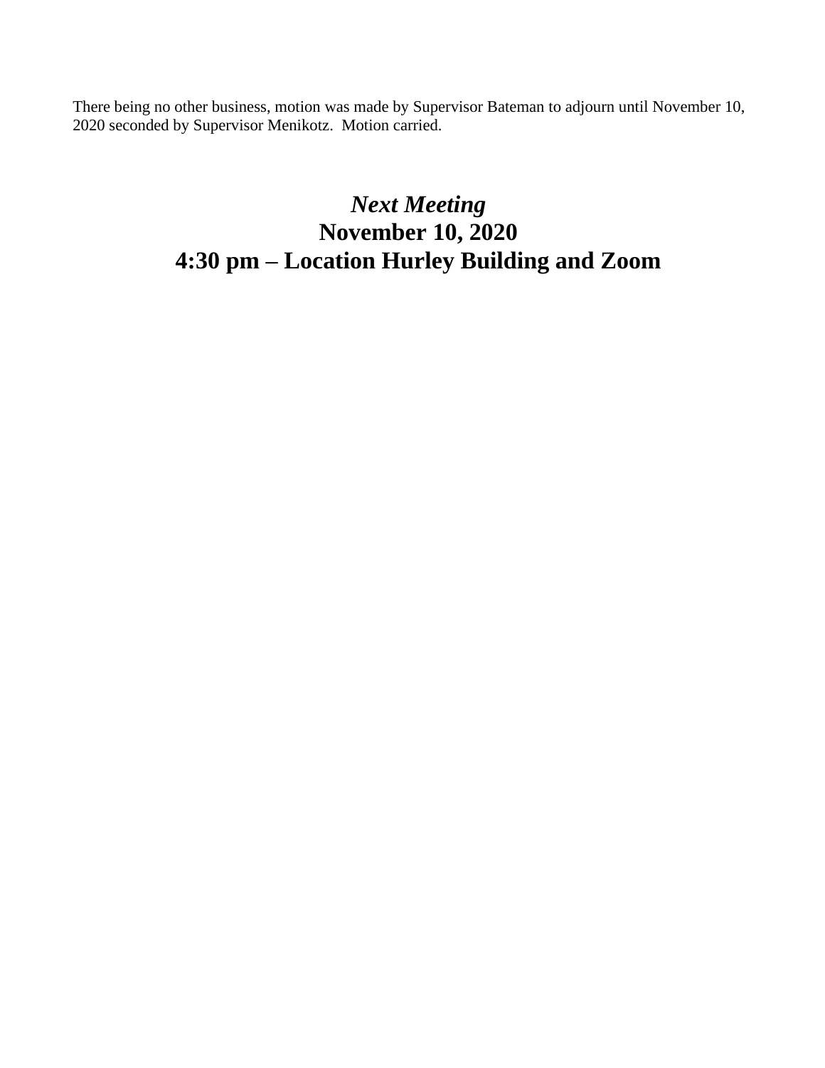There being no other business, motion was made by Supervisor Bateman to adjourn until November 10, 2020 seconded by Supervisor Menikotz. Motion carried.

***Next Meeting***

**November 10, 2020**

**4:30 pm – Location Hurley Building and Zoom**